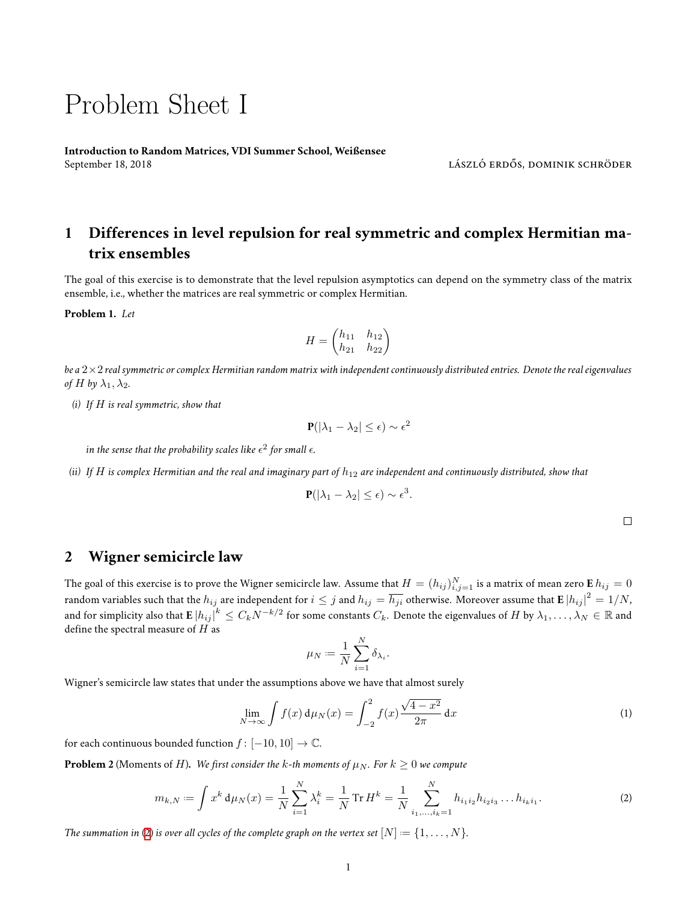# Problem Sheet I

**Introduction to Random Matrices, VDI Summer School, Weißensee**
September 18, 2018 LÁSZLÓ ERDŐS, DOMINIK SCHRÖDER

## 1 Differences in level repulsion for real symmetric and complex Hermitian matrix ensembles

The goal of this exercise is to demonstrate that the level repulsion asymptotics can depend on the symmetry class of the matrix ensemble, i.e., whether the matrices are real symmetric or complex Hermitian.

**Problem 1.** *Let*

$$H = \begin{pmatrix} h_{11} & h_{12} \\ h_{21} & h_{22} \end{pmatrix}$$

*be a $2 \times 2$ real symmetric or complex Hermitian random matrix with independent continuously distributed entries. Denote the real eigenvalues of $H$ by $\lambda_1, \lambda_2$.*

*(i) If $H$ is real symmetric, show that*

$$\mathbf{P}(|\lambda_1 - \lambda_2| \le \epsilon) \sim \epsilon^2$$

*in the sense that the probability scales like $\epsilon^2$ for small $\epsilon$.*

*(ii) If $H$ is complex Hermitian and the real and imaginary part of $h_{12}$ are independent and continuously distributed, show that*

$$\mathbf{P}(|\lambda_1 - \lambda_2| \le \epsilon) \sim \epsilon^3.$$

□

## 2 Wigner semicircle law

The goal of this exercise is to prove the Wigner semicircle law. Assume that $H = (h_{ij})_{i,j=1}^N$ is a matrix of mean zero $\mathbf{E}\, h_{ij} = 0$ random variables such that the $h_{ij}$ are independent for $i \le j$ and $h_{ij} = \overline{h_{ji}}$ otherwise. Moreover assume that $\mathbf{E}\, |h_{ij}|^2 = 1/N$, and for simplicity also that $\mathbf{E}\, |h_{ij}|^k \le C_k N^{-k/2}$ for some constants $C_k$. Denote the eigenvalues of $H$ by $\lambda_1, \dots, \lambda_N \in \mathbb{R}$ and define the spectral measure of $H$ as

$$\mu_N := \frac{1}{N} \sum_{i=1}^N \delta_{\lambda_i}.$$

Wigner's semicircle law states that under the assumptions above we have that almost surely

$$\lim_{N\to\infty} \int f(x) \,\mathrm{d}\mu_N(x) = \int_{-2}^{2} f(x) \frac{\sqrt{4-x^2}}{2\pi} \,\mathrm{d}x \tag{1}$$

for each continuous bounded function $f\colon [-10, 10] \to \mathbb{C}$.

**Problem 2** (Moments of $H$). *We first consider the $k$-th moments of $\mu_N$. For $k \ge 0$ we compute*

$$m_{k,N} := \int x^k \,\mathrm{d}\mu_N(x) = \frac{1}{N} \sum_{i=1}^N \lambda_i^k = \frac{1}{N} \operatorname{Tr} H^k = \frac{1}{N} \sum_{i_1,\dots,i_k=1}^N h_{i_1 i_2} h_{i_2 i_3} \dots h_{i_k i_1}. \tag{2}$$

*The summation in (2) is over all cycles of the complete graph on the vertex set $[N] := \{1, \dots, N\}$.*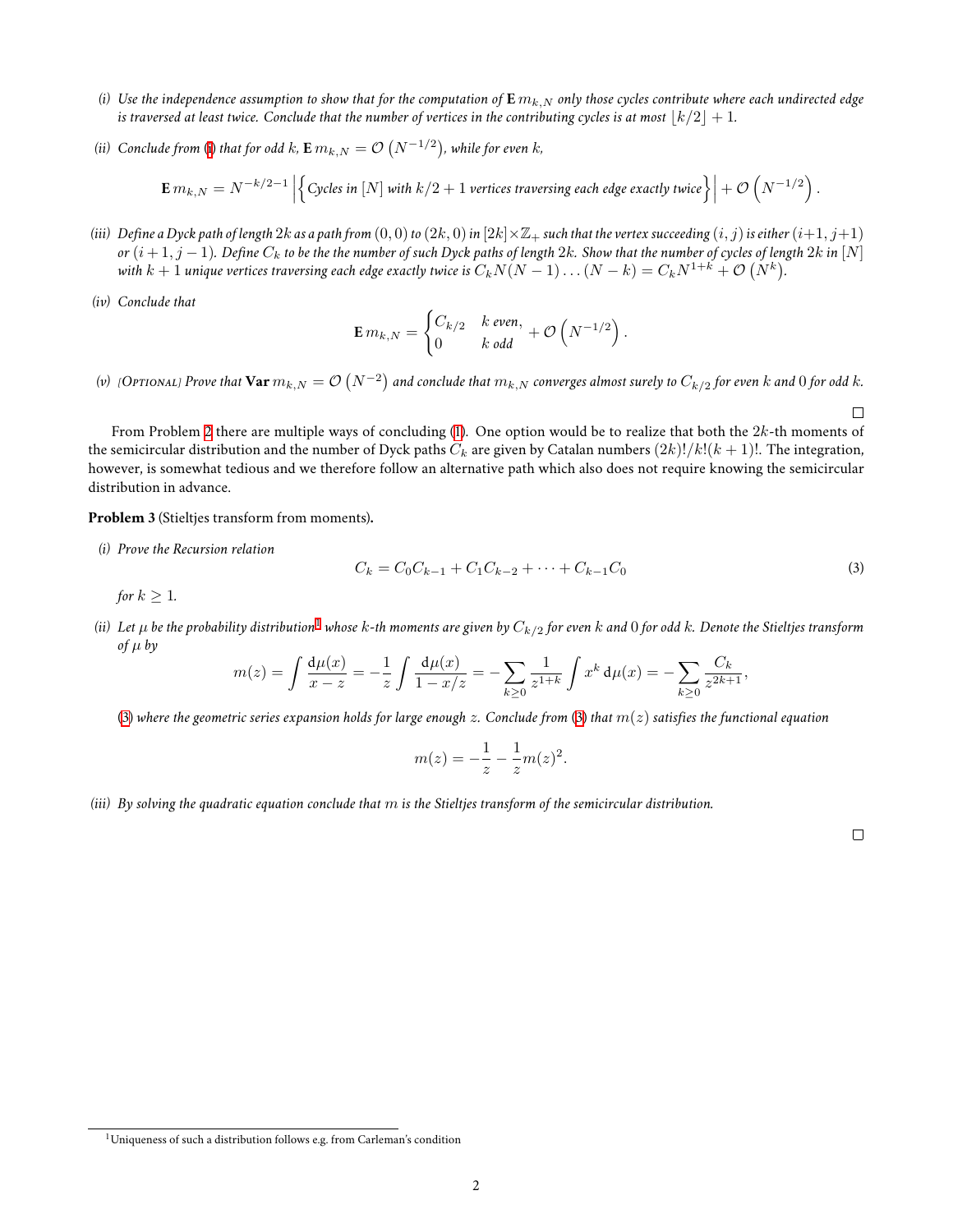(i) *Use the independence assumption to show that for the computation of* $\mathbf{E}\, m_{k,N}$ *only those cycles contribute where each undirected edge is traversed at least twice. Conclude that the number of vertices in the contributing cycles is at most* $\lfloor k/2 \rfloor + 1$*.*

(ii) *Conclude from (i) that for odd* $k$*,* $\mathbf{E}\, m_{k,N} = \mathcal{O}\left(N^{-1/2}\right)$*, while for even* $k$*,*

$$\mathbf{E}\, m_{k,N} = N^{-k/2-1} \left| \left\{ \text{Cycles in } [N] \text{ with } k/2+1 \text{ vertices traversing each edge exactly twice} \right\} \right| + \mathcal{O}\left(N^{-1/2}\right).$$

(iii) *Define a Dyck path of length* $2k$ *as a path from* $(0,0)$ *to* $(2k,0)$ *in* $[2k] \times \mathbb{Z}_+$ *such that the vertex succeeding* $(i,j)$ *is either* $(i+1,j+1)$ *or* $(i+1,j-1)$*. Define* $C_k$ *to be the the number of such Dyck paths of length* $2k$*. Show that the number of cycles of length* $2k$ *in* $[N]$ *with* $k+1$ *unique vertices traversing each edge exactly twice is* $C_k N(N-1)\dots(N-k) = C_k N^{1+k} + \mathcal{O}\left(N^k\right)$*.*

(iv) *Conclude that*

$$\mathbf{E}\, m_{k,N} = \begin{cases} C_{k/2} & k \text{ even,} \\ 0 & k \text{ odd} \end{cases} + \mathcal{O}\left(N^{-1/2}\right).$$

(v) *[Optional] Prove that* $\mathbf{Var}\, m_{k,N} = \mathcal{O}\left(N^{-2}\right)$ *and conclude that* $m_{k,N}$ *converges almost surely to* $C_{k/2}$ *for even* $k$ *and* $0$ *for odd* $k$*.*

□

From Problem 2 there are multiple ways of concluding (1). One option would be to realize that both the $2k$-th moments of the semicircular distribution and the number of Dyck paths $C_k$ are given by Catalan numbers $(2k)!/k!(k+1)!$. The integration, however, is somewhat tedious and we therefore follow an alternative path which also does not require knowing the semicircular distribution in advance.

**Problem 3** (Stieltjes transform from moments)**.**

(i) *Prove the Recursion relation*

$$C_k = C_0 C_{k-1} + C_1 C_{k-2} + \dots + C_{k-1} C_0 \tag{3}$$

*for* $k \geq 1$*.*

(ii) *Let* $\mu$ *be the probability distribution*[1] *whose* $k$*-th moments are given by* $C_{k/2}$ *for even* $k$ *and* $0$ *for odd* $k$*. Denote the Stieltjes transform of* $\mu$ *by*

$$m(z) = \int \frac{\mathrm{d}\mu(x)}{x-z} = -\frac{1}{z} \int \frac{\mathrm{d}\mu(x)}{1-x/z} = -\sum_{k \geq 0} \frac{1}{z^{1+k}} \int x^k \, \mathrm{d}\mu(x) = -\sum_{k \geq 0} \frac{C_k}{z^{2k+1}},$$

(3) *where the geometric series expansion holds for large enough* $z$*. Conclude from (3) that* $m(z)$ *satisfies the functional equation*

$$m(z) = -\frac{1}{z} - \frac{1}{z} m(z)^2.$$

(iii) *By solving the quadratic equation conclude that* $m$ *is the Stieltjes transform of the semicircular distribution.*

□

[1] Uniqueness of such a distribution follows e.g. from Carleman's condition